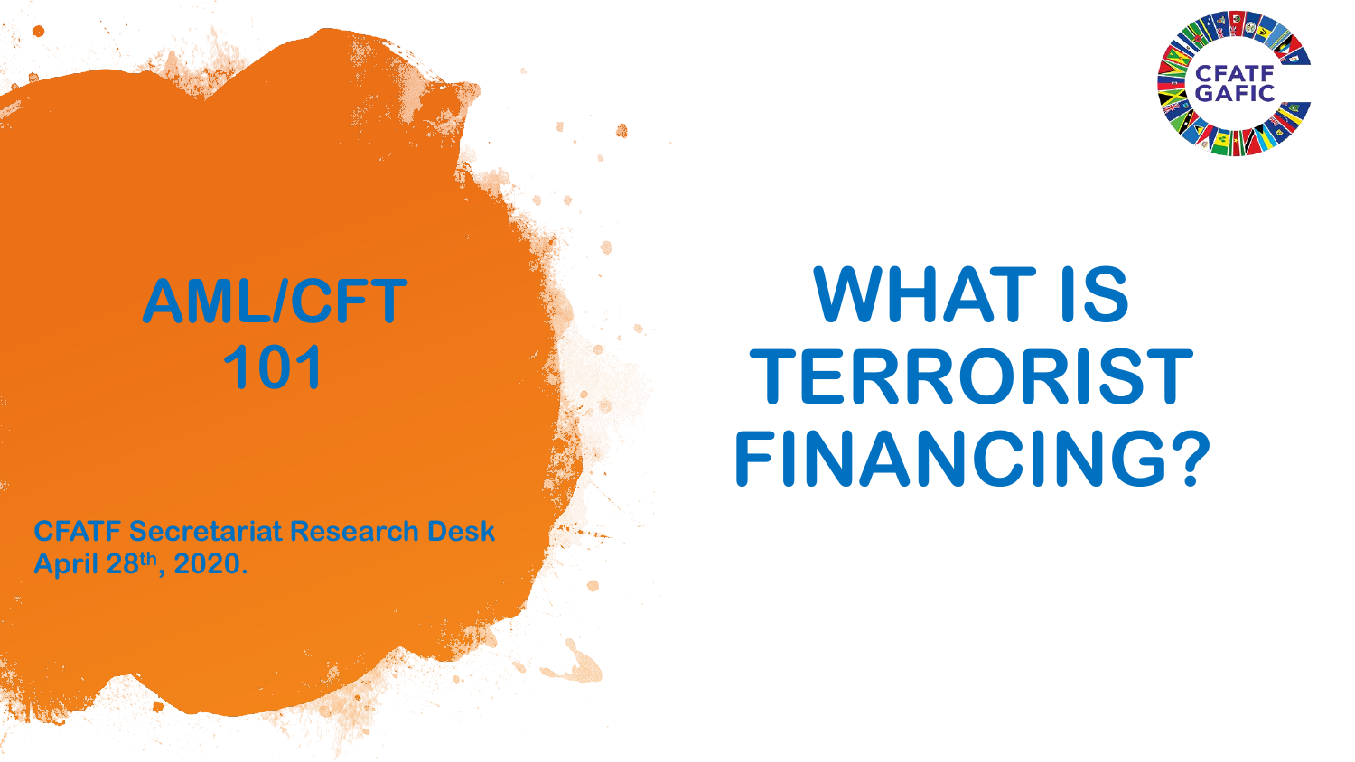# AML/CFT 101

# WHAT IS TERRORIST FINANCING?

CFATF Secretariat Research Desk
April 28th, 2020.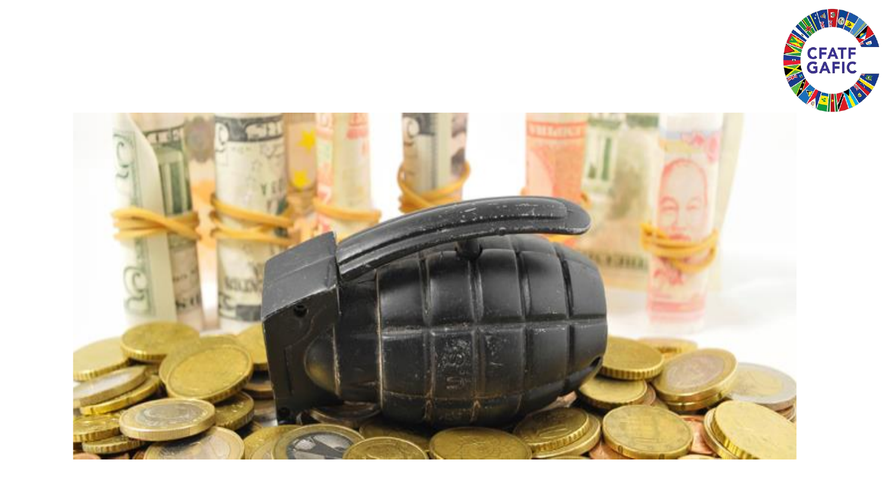CFATF GAFIC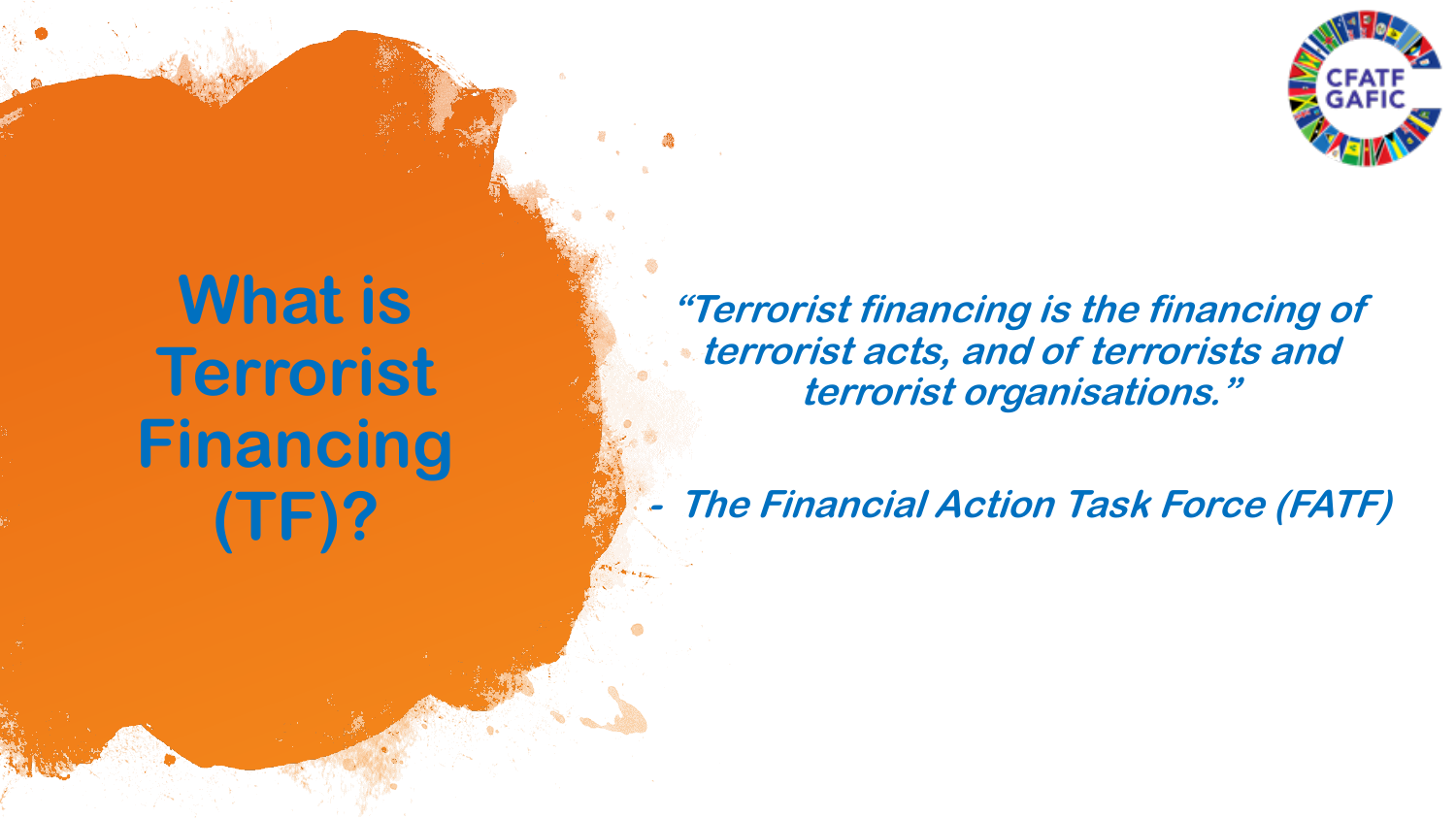# What is Terrorist Financing (TF)?

***"Terrorist financing is the financing of terrorist acts, and of terrorists and terrorist organisations."***

***- The Financial Action Task Force (FATF)***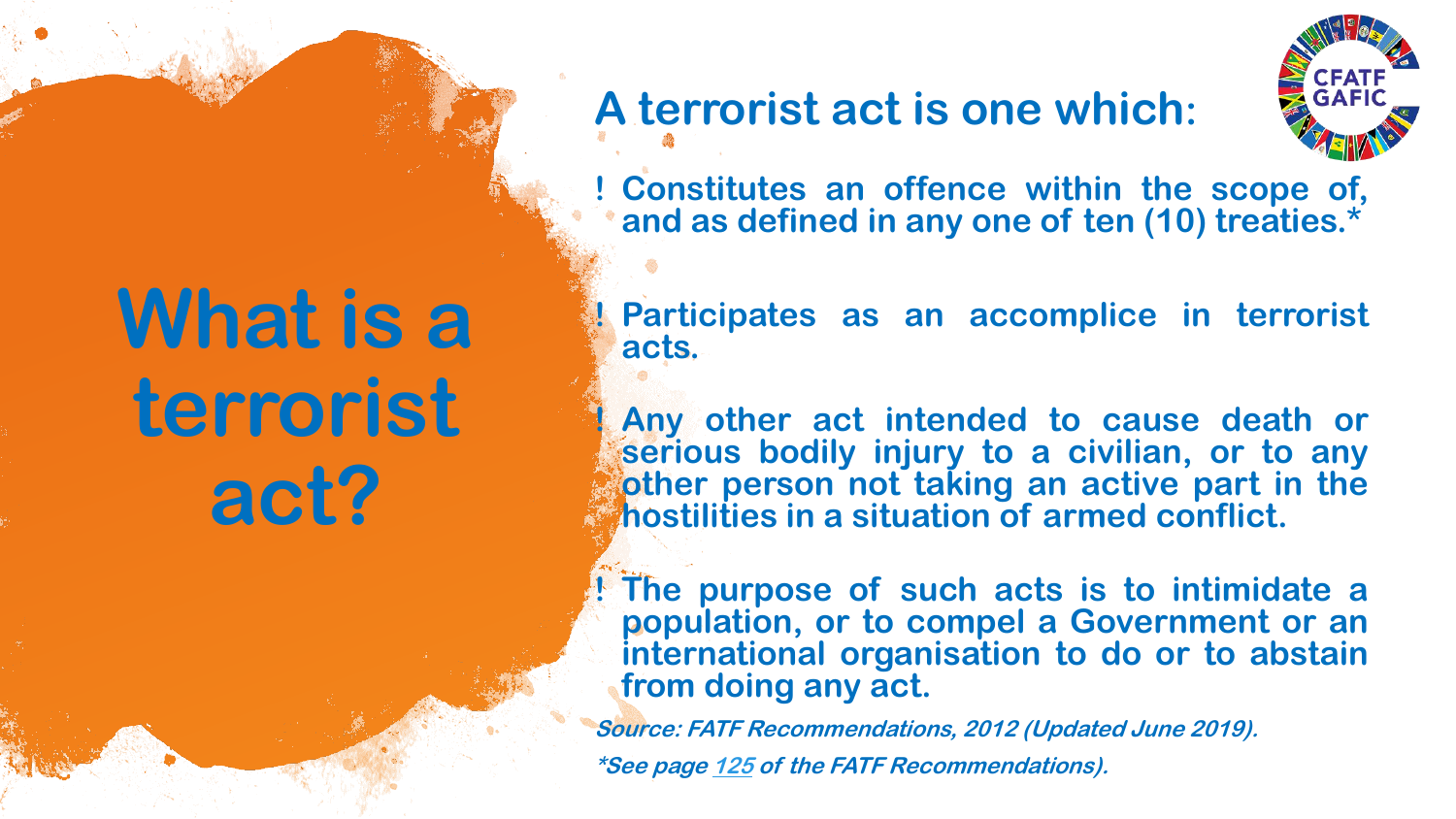# What is a terrorist act?

## A terrorist act is one which:

- Constitutes an offence within the scope of, and as defined in any one of ten (10) treaties.*
- Participates as an accomplice in terrorist acts.
- Any other act intended to cause death or serious bodily injury to a civilian, or to any other person not taking an active part in the hostilities in a situation of armed conflict.
- The purpose of such acts is to intimidate a population, or to compel a Government or an international organisation to do or to abstain from doing any act.

***Source: FATF Recommendations, 2012 (Updated June 2019).***

****See page 125 of the FATF Recommendations).***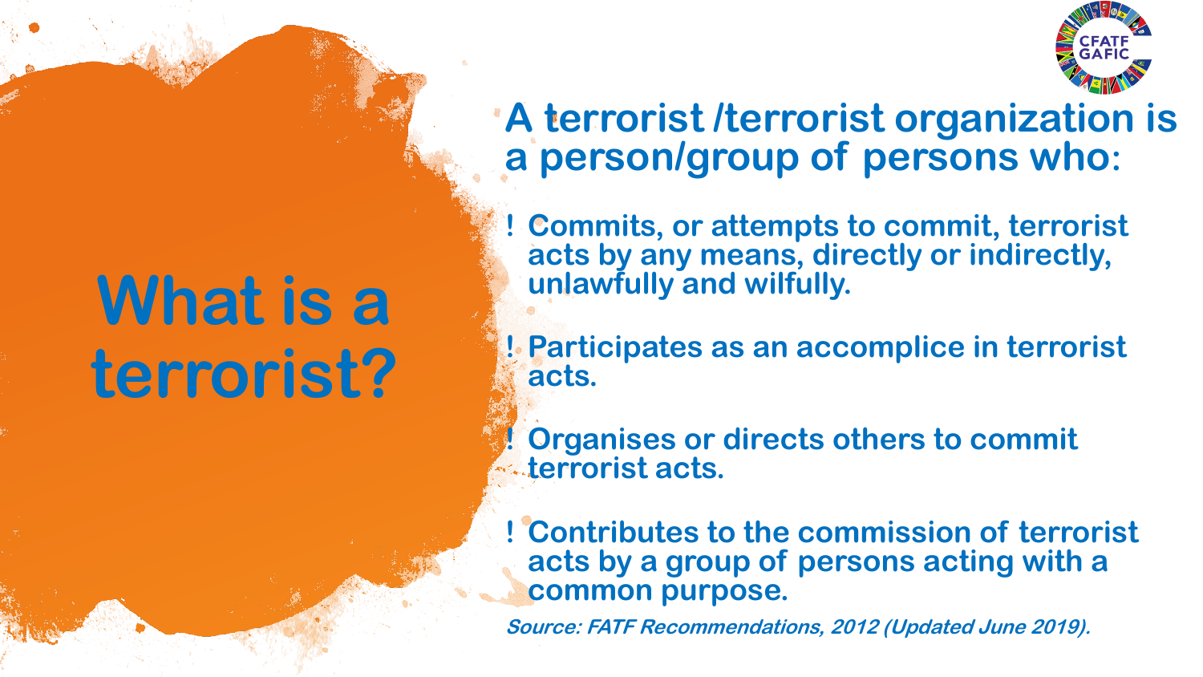# What is a terrorist?

**A terrorist /terrorist organization is a person/group of persons who:**

- Commits, or attempts to commit, terrorist acts by any means, directly or indirectly, unlawfully and wilfully.
- Participates as an accomplice in terrorist acts.
- Organises or directs others to commit terrorist acts.
- Contributes to the commission of terrorist acts by a group of persons acting with a common purpose.

***Source: FATF Recommendations, 2012 (Updated June 2019).***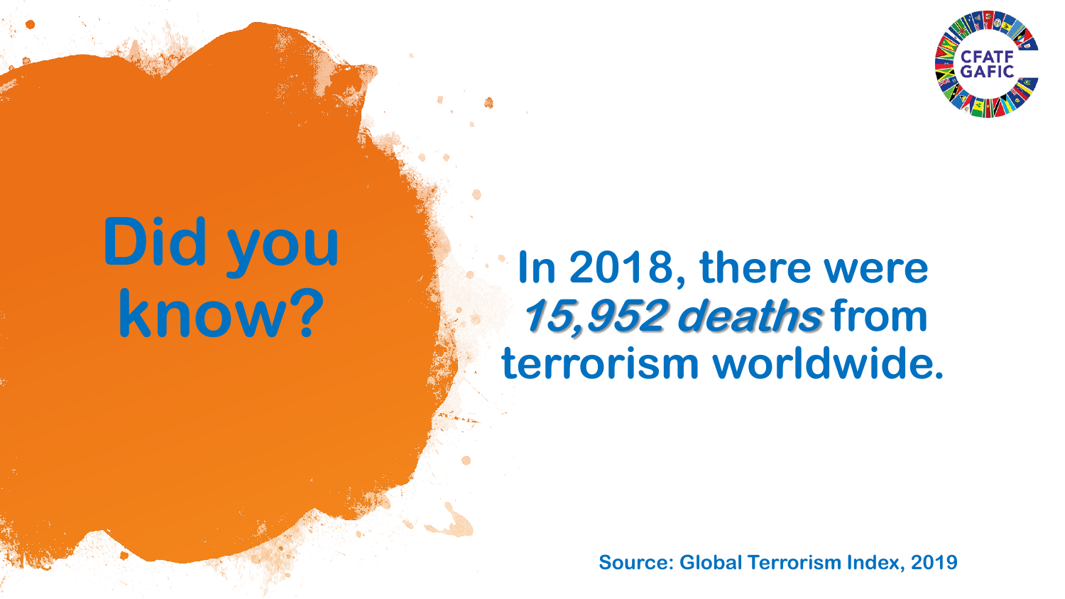# Did you know?

In 2018, there were ***15,952 deaths*** from terrorism worldwide.

**Source: Global Terrorism Index, 2019**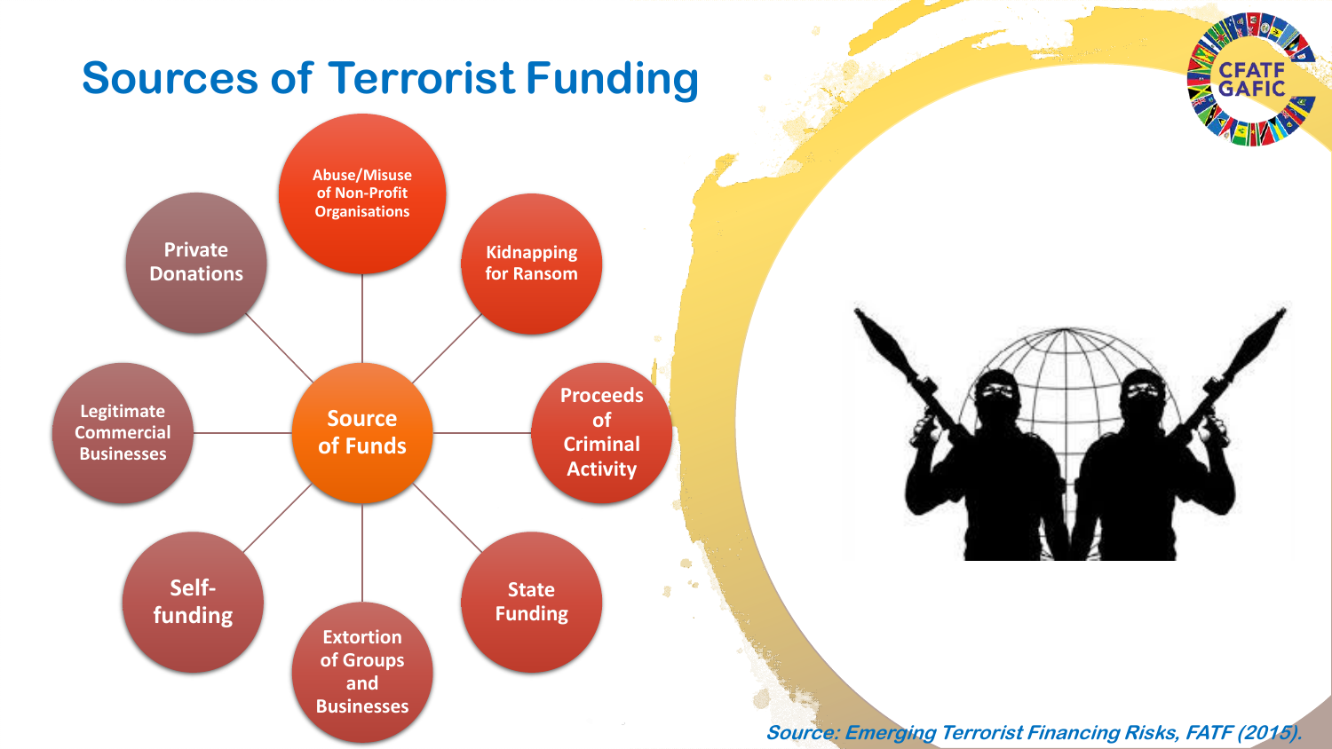# Sources of Terrorist Funding

**Source of Funds**

- Abuse/Misuse of Non-Profit Organisations
- Kidnapping for Ransom
- Proceeds of Criminal Activity
- State Funding
- Extortion of Groups and Businesses
- Self-funding
- Legitimate Commercial Businesses
- Private Donations

*Source: Emerging Terrorist Financing Risks, FATF (2015).*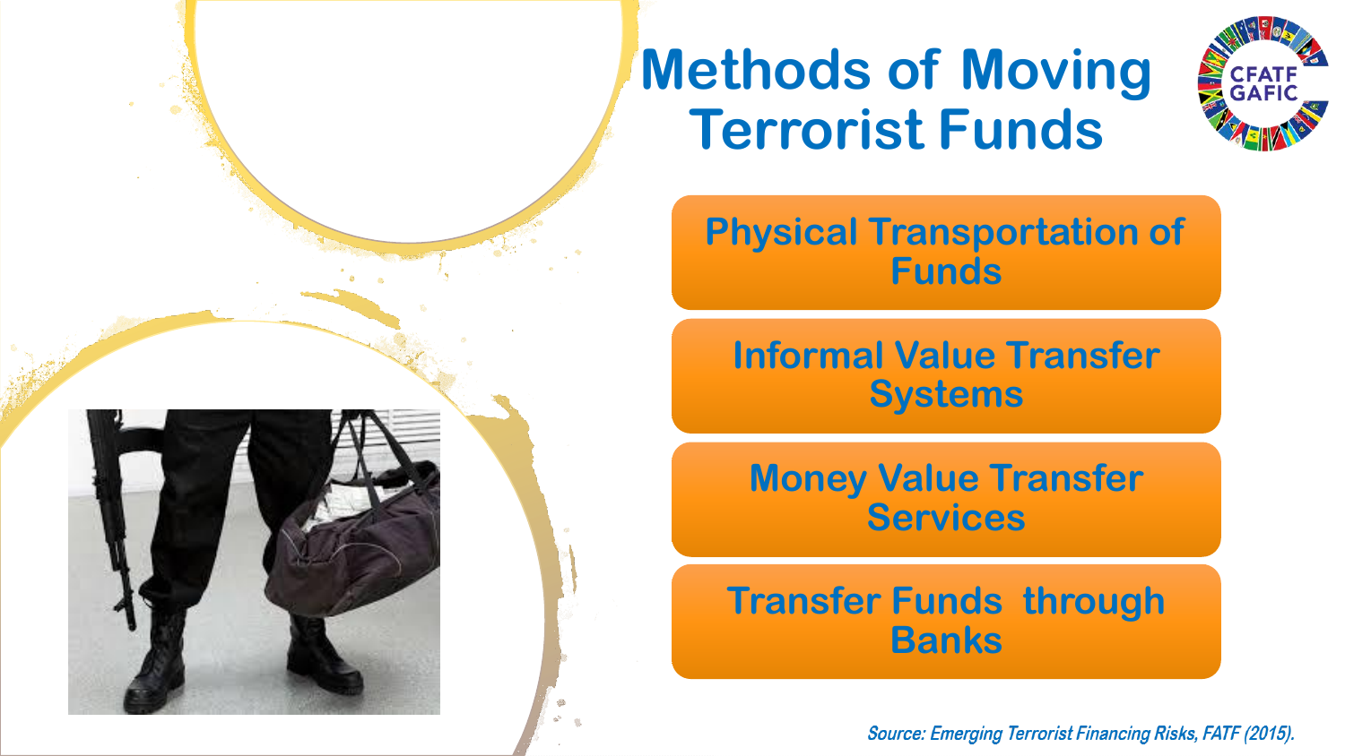# Methods of Moving Terrorist Funds

- Physical Transportation of Funds
- Informal Value Transfer Systems
- Money Value Transfer Services
- Transfer Funds through Banks

*Source: Emerging Terrorist Financing Risks, FATF (2015).*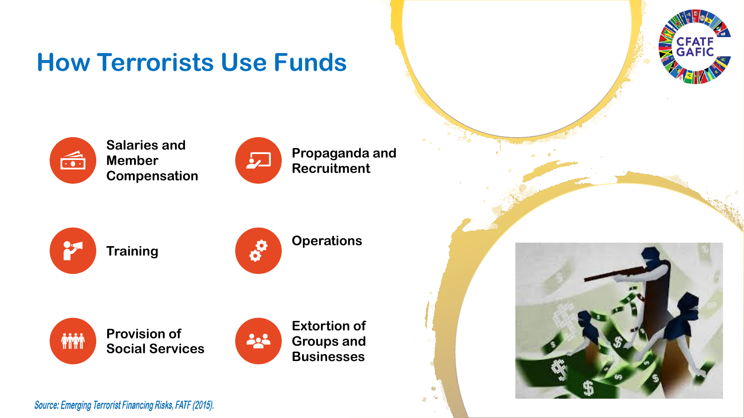# How Terrorists Use Funds

- Salaries and Member Compensation
- Propaganda and Recruitment
- Training
- Operations
- Provision of Social Services
- Extortion of Groups and Businesses

*Source: Emerging Terrorist Financing Risks, FATF (2015).*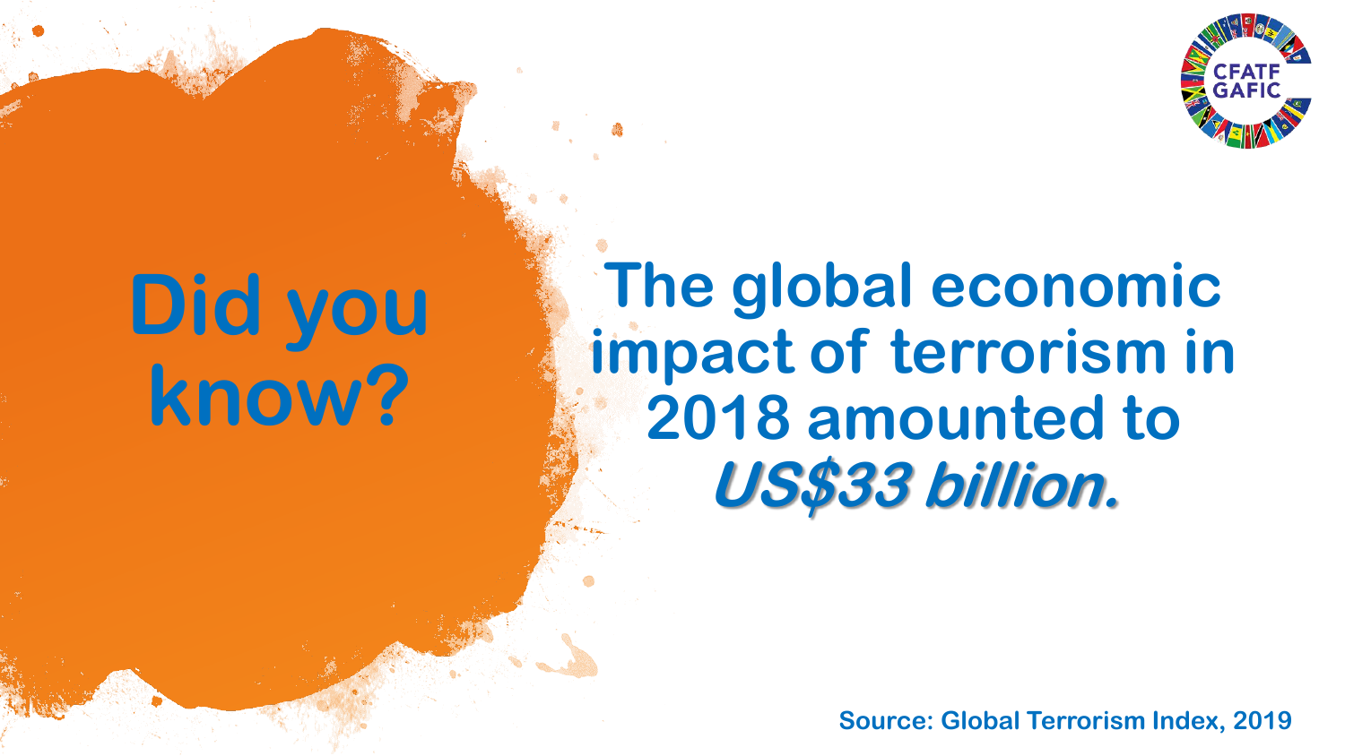# Did you know?

**The global economic impact of terrorism in 2018 amounted to *US$33 billion*.**

Source: Global Terrorism Index, 2019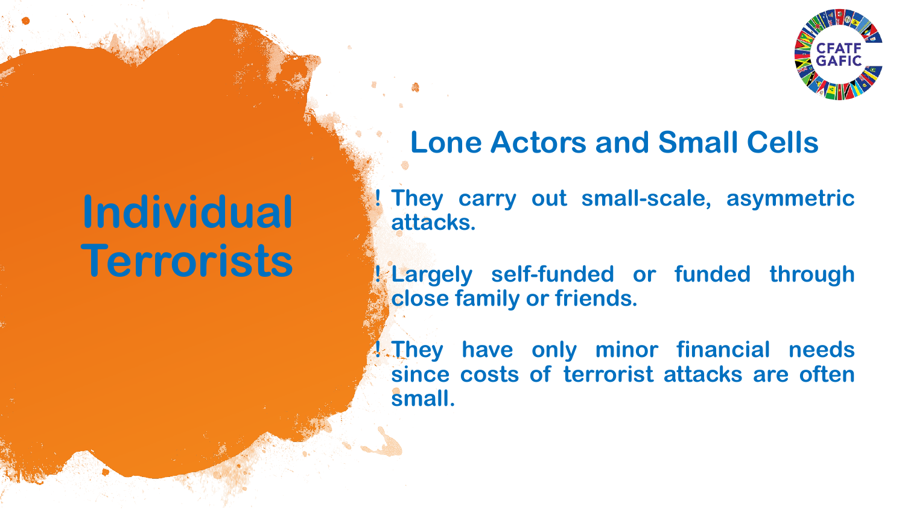# Individual Terrorists

## Lone Actors and Small Cells

- They carry out small-scale, asymmetric attacks.
- Largely self-funded or funded through close family or friends.
- They have only minor financial needs since costs of terrorist attacks are often small.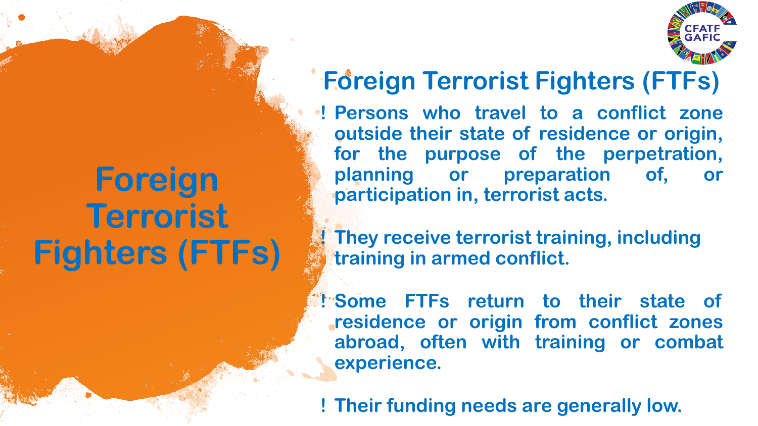# Foreign Terrorist Fighters (FTFs)

## Foreign Terrorist Fighters (FTFs)

- Persons who travel to a conflict zone outside their state of residence or origin, for the purpose of the perpetration, planning or preparation of, or participation in, terrorist acts.
- They receive terrorist training, including training in armed conflict.
- Some FTFs return to their state of residence or origin from conflict zones abroad, often with training or combat experience.
- Their funding needs are generally low.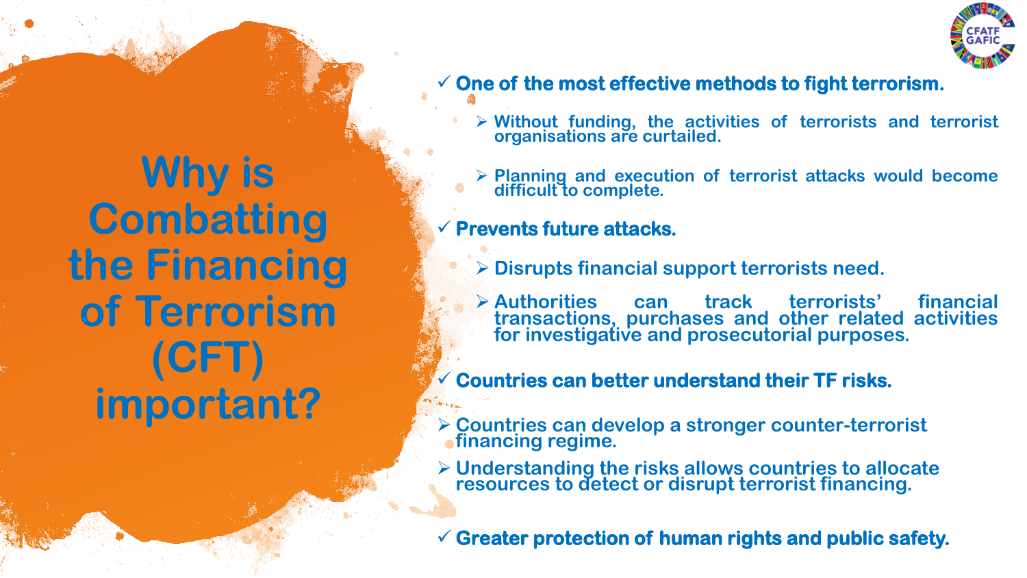# Why is Combatting the Financing of Terrorism (CFT) important?

- ✓ **One of the most effective methods to fight terrorism.**
  - ➢ Without funding, the activities of terrorists and terrorist organisations are curtailed.
  - ➢ Planning and execution of terrorist attacks would become difficult to complete.
- ✓ **Prevents future attacks.**
  - ➢ Disrupts financial support terrorists need.
  - ➢ Authorities can track terrorists' financial transactions, purchases and other related activities for investigative and prosecutorial purposes.
- ✓ **Countries can better understand their TF risks.**
  - ➢ Countries can develop a stronger counter-terrorist financing regime.
  - ➢ Understanding the risks allows countries to allocate resources to detect or disrupt terrorist financing.
- ✓ **Greater protection of human rights and public safety.**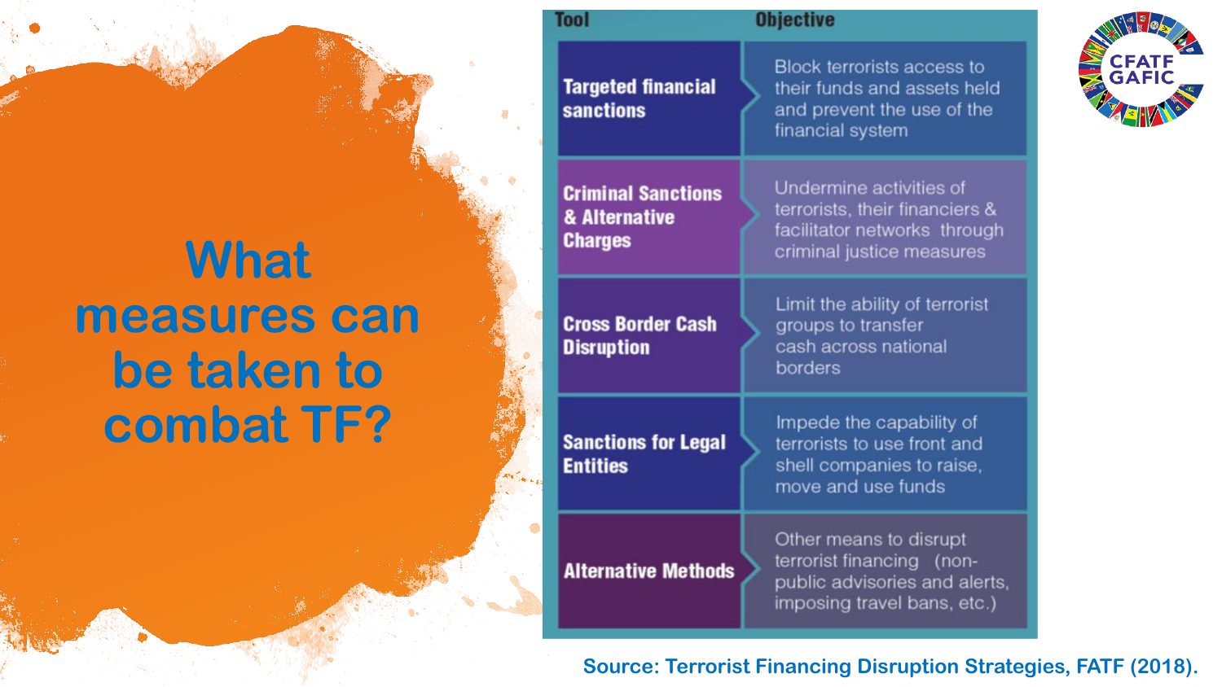# What measures can be taken to combat TF?

| Tool | Objective |
| --- | --- |
| Targeted financial sanctions | Block terrorists access to their funds and assets held and prevent the use of the financial system |
| Criminal Sanctions & Alternative Charges | Undermine activities of terrorists, their financiers & facilitator networks through criminal justice measures |
| Cross Border Cash Disruption | Limit the ability of terrorist groups to transfer cash across national borders |
| Sanctions for Legal Entities | Impede the capability of terrorists to use front and shell companies to raise, move and use funds |
| Alternative Methods | Other means to disrupt terrorist financing (non-public advisories and alerts, imposing travel bans, etc.) |

Source: Terrorist Financing Disruption Strategies, FATF (2018).